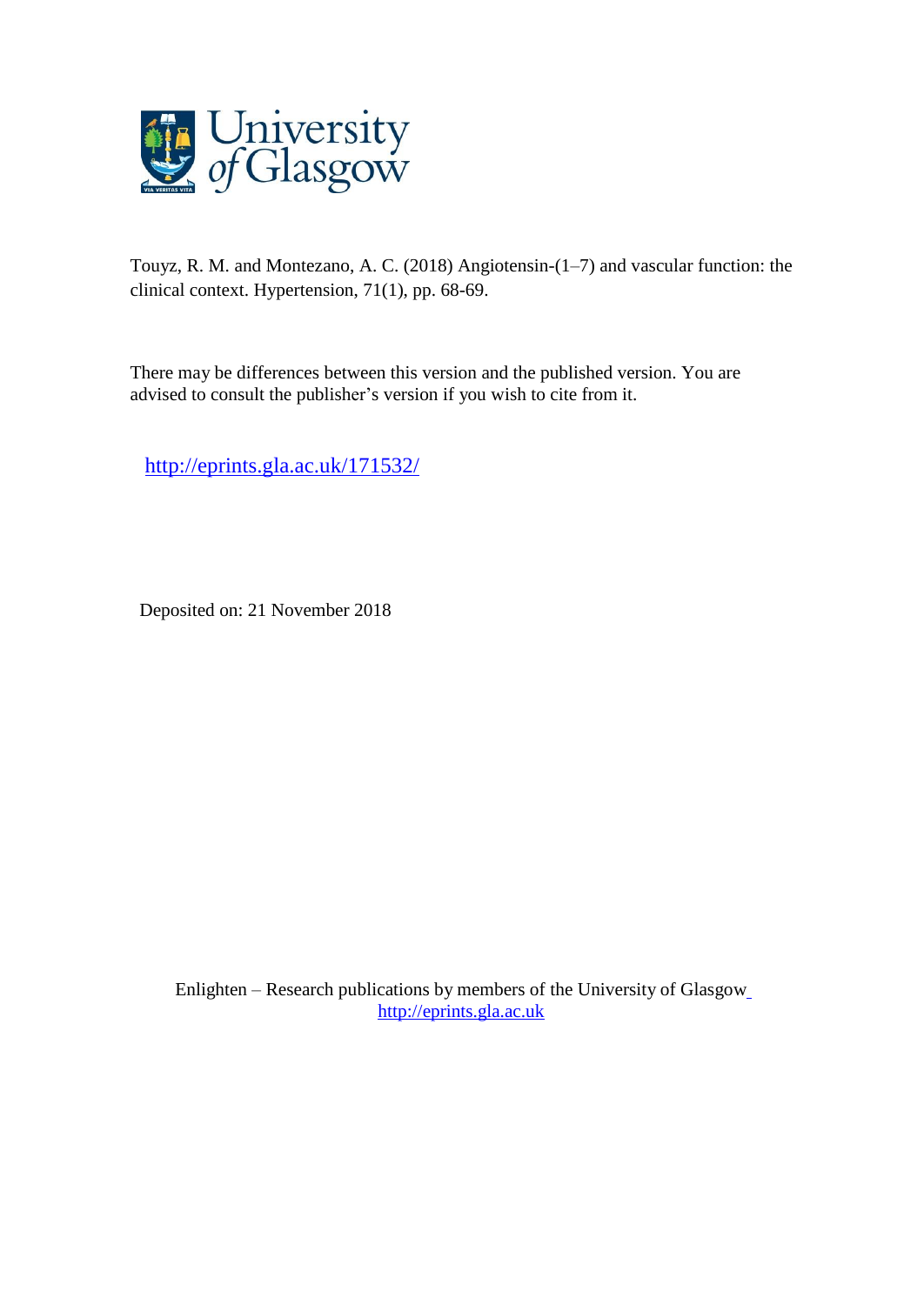Touyz, R. M. and Montezano, A. C. (2018) Angiotensin-(1–7) and vascular function: the clinical context. Hypertension, 71(1), pp. 68-69.

There may be differences between this version and the published version. You are advised to consult the publisher's version if you wish to cite from it.

http://eprints.gla.ac.uk/171532/

Deposited on: 21 November 2018

Enlighten – Research publications by members of the University of Glasgow
http://eprints.gla.ac.uk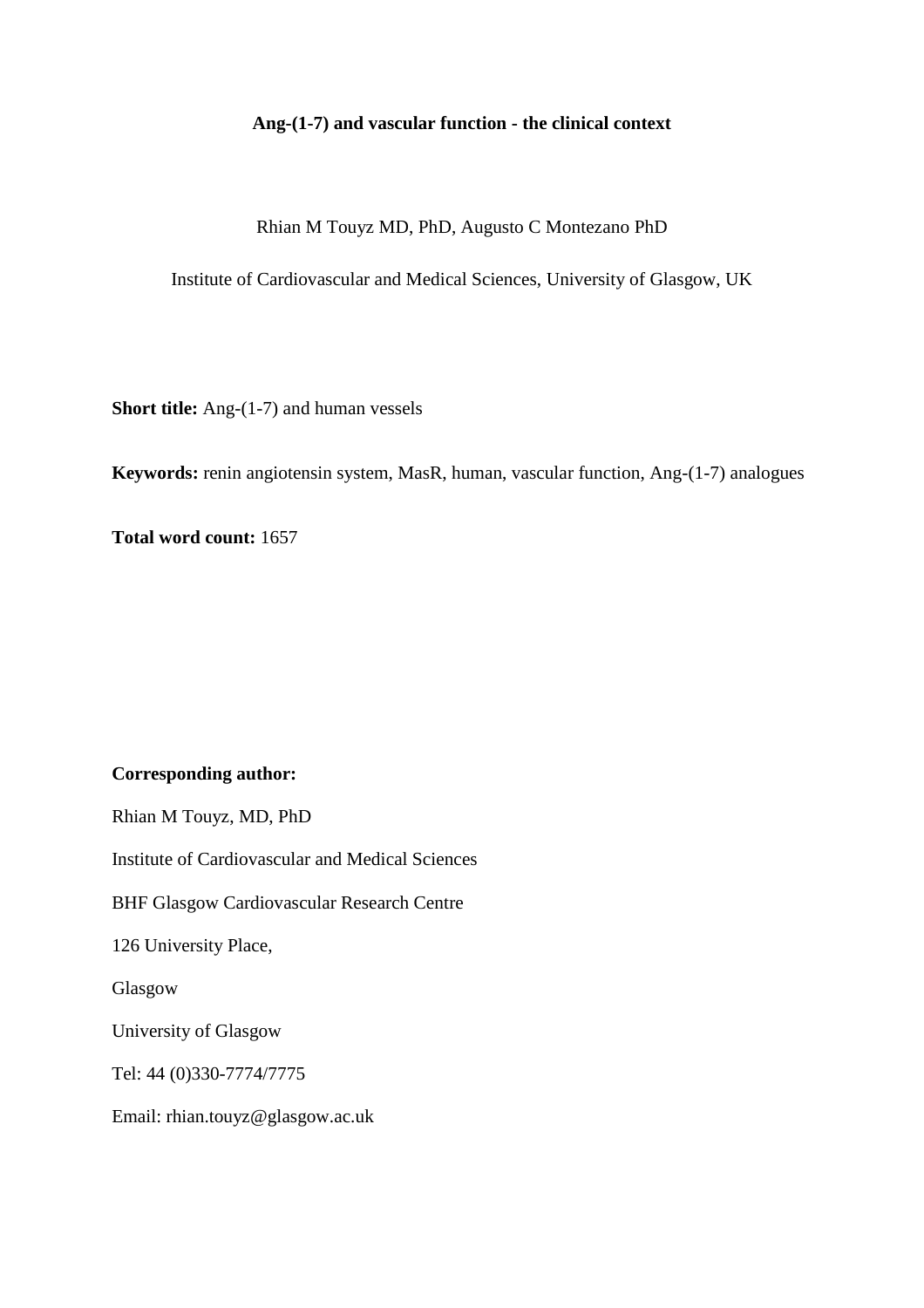**Ang-(1-7) and vascular function - the clinical context**

Rhian M Touyz MD, PhD, Augusto C Montezano PhD

Institute of Cardiovascular and Medical Sciences, University of Glasgow, UK

**Short title:** Ang-(1-7) and human vessels

**Keywords:** renin angiotensin system, MasR, human, vascular function, Ang-(1-7) analogues

**Total word count:** 1657

**Corresponding author:**

Rhian M Touyz, MD, PhD

Institute of Cardiovascular and Medical Sciences

BHF Glasgow Cardiovascular Research Centre

126 University Place,

Glasgow

University of Glasgow

Tel: 44 (0)330-7774/7775

Email: rhian.touyz@glasgow.ac.uk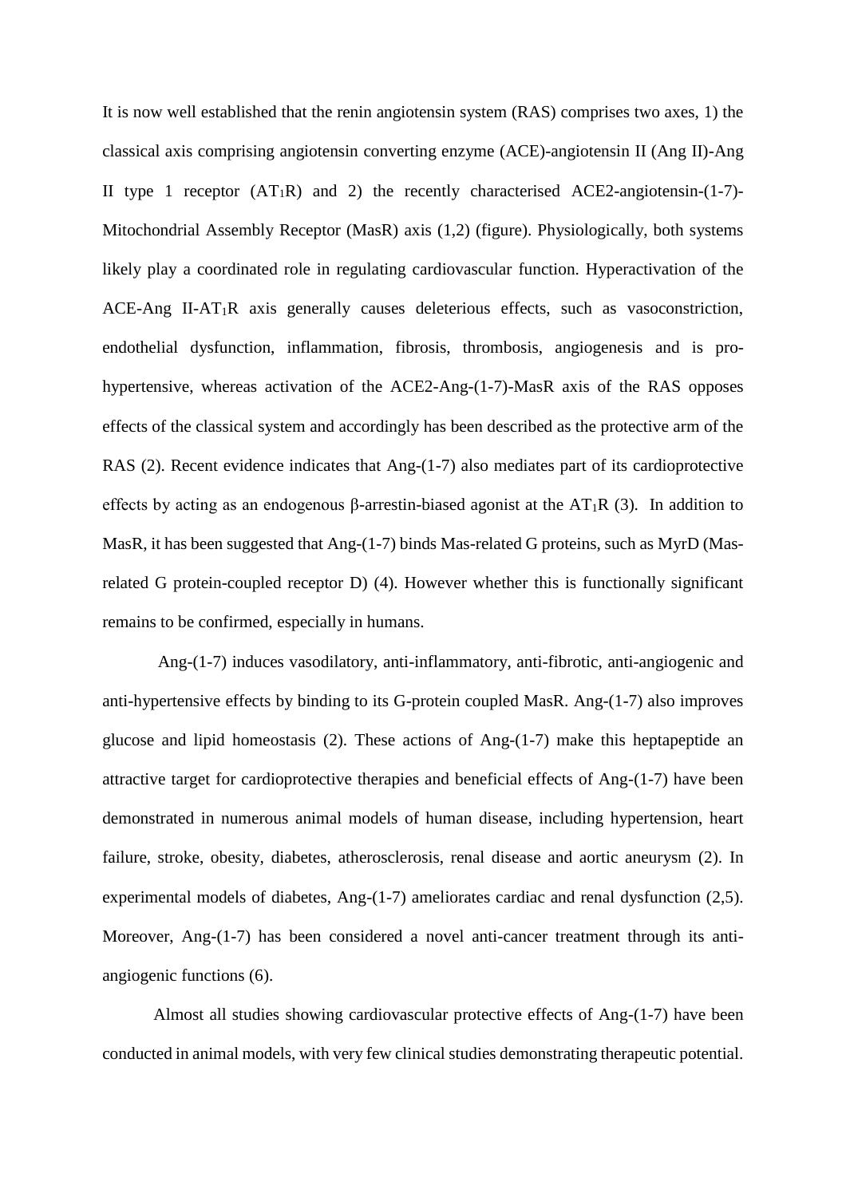It is now well established that the renin angiotensin system (RAS) comprises two axes, 1) the classical axis comprising angiotensin converting enzyme (ACE)-angiotensin II (Ang II)-Ang II type 1 receptor ($AT_1R$) and 2) the recently characterised ACE2-angiotensin-(1-7)-Mitochondrial Assembly Receptor (MasR) axis (1,2) (figure). Physiologically, both systems likely play a coordinated role in regulating cardiovascular function. Hyperactivation of the ACE-Ang II-$AT_1R$ axis generally causes deleterious effects, such as vasoconstriction, endothelial dysfunction, inflammation, fibrosis, thrombosis, angiogenesis and is pro-hypertensive, whereas activation of the ACE2-Ang-(1-7)-MasR axis of the RAS opposes effects of the classical system and accordingly has been described as the protective arm of the RAS (2). Recent evidence indicates that Ang-(1-7) also mediates part of its cardioprotective effects by acting as an endogenous β-arrestin-biased agonist at the $AT_1R$ (3). In addition to MasR, it has been suggested that Ang-(1-7) binds Mas-related G proteins, such as MyrD (Mas-related G protein-coupled receptor D) (4). However whether this is functionally significant remains to be confirmed, especially in humans.

Ang-(1-7) induces vasodilatory, anti-inflammatory, anti-fibrotic, anti-angiogenic and anti-hypertensive effects by binding to its G-protein coupled MasR. Ang-(1-7) also improves glucose and lipid homeostasis (2). These actions of Ang-(1-7) make this heptapeptide an attractive target for cardioprotective therapies and beneficial effects of Ang-(1-7) have been demonstrated in numerous animal models of human disease, including hypertension, heart failure, stroke, obesity, diabetes, atherosclerosis, renal disease and aortic aneurysm (2). In experimental models of diabetes, Ang-(1-7) ameliorates cardiac and renal dysfunction (2,5). Moreover, Ang-(1-7) has been considered a novel anti-cancer treatment through its anti-angiogenic functions (6).

Almost all studies showing cardiovascular protective effects of Ang-(1-7) have been conducted in animal models, with very few clinical studies demonstrating therapeutic potential.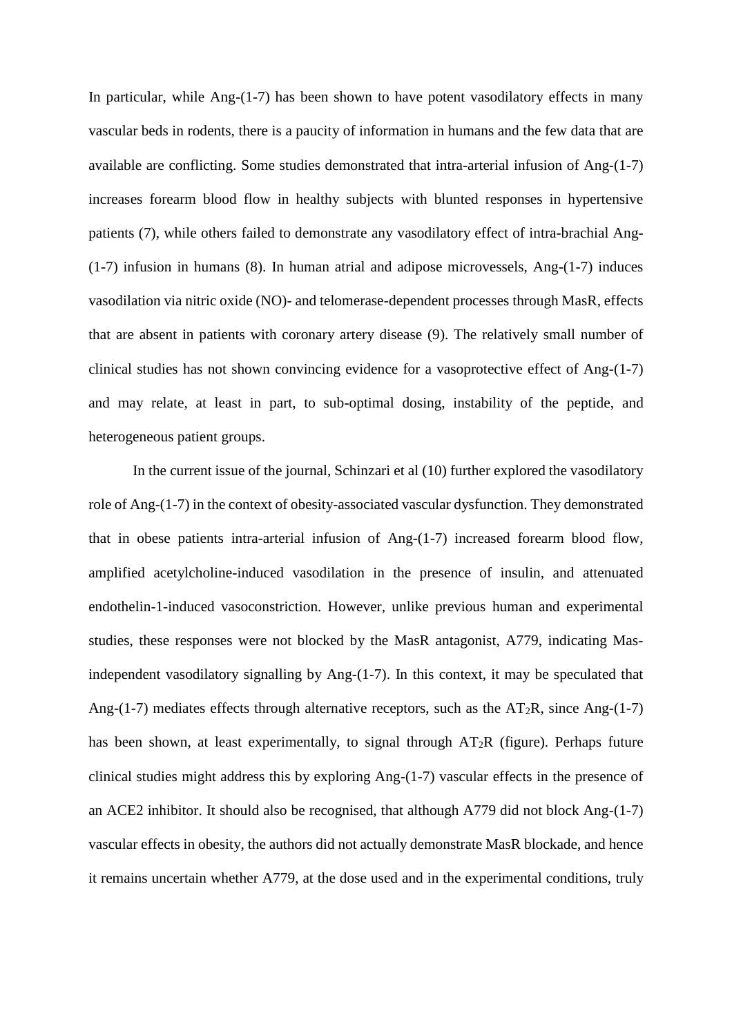In particular, while Ang-(1-7) has been shown to have potent vasodilatory effects in many vascular beds in rodents, there is a paucity of information in humans and the few data that are available are conflicting. Some studies demonstrated that intra-arterial infusion of Ang-(1-7) increases forearm blood flow in healthy subjects with blunted responses in hypertensive patients (7), while others failed to demonstrate any vasodilatory effect of intra-brachial Ang-(1-7) infusion in humans (8). In human atrial and adipose microvessels, Ang-(1-7) induces vasodilation via nitric oxide (NO)- and telomerase-dependent processes through MasR, effects that are absent in patients with coronary artery disease (9). The relatively small number of clinical studies has not shown convincing evidence for a vasoprotective effect of Ang-(1-7) and may relate, at least in part, to sub-optimal dosing, instability of the peptide, and heterogeneous patient groups.

In the current issue of the journal, Schinzari et al (10) further explored the vasodilatory role of Ang-(1-7) in the context of obesity-associated vascular dysfunction. They demonstrated that in obese patients intra-arterial infusion of Ang-(1-7) increased forearm blood flow, amplified acetylcholine-induced vasodilation in the presence of insulin, and attenuated endothelin-1-induced vasoconstriction. However, unlike previous human and experimental studies, these responses were not blocked by the MasR antagonist, A779, indicating Mas-independent vasodilatory signalling by Ang-(1-7). In this context, it may be speculated that Ang-(1-7) mediates effects through alternative receptors, such as the $AT_2R$, since Ang-(1-7) has been shown, at least experimentally, to signal through $AT_2R$ (figure). Perhaps future clinical studies might address this by exploring Ang-(1-7) vascular effects in the presence of an ACE2 inhibitor. It should also be recognised, that although A779 did not block Ang-(1-7) vascular effects in obesity, the authors did not actually demonstrate MasR blockade, and hence it remains uncertain whether A779, at the dose used and in the experimental conditions, truly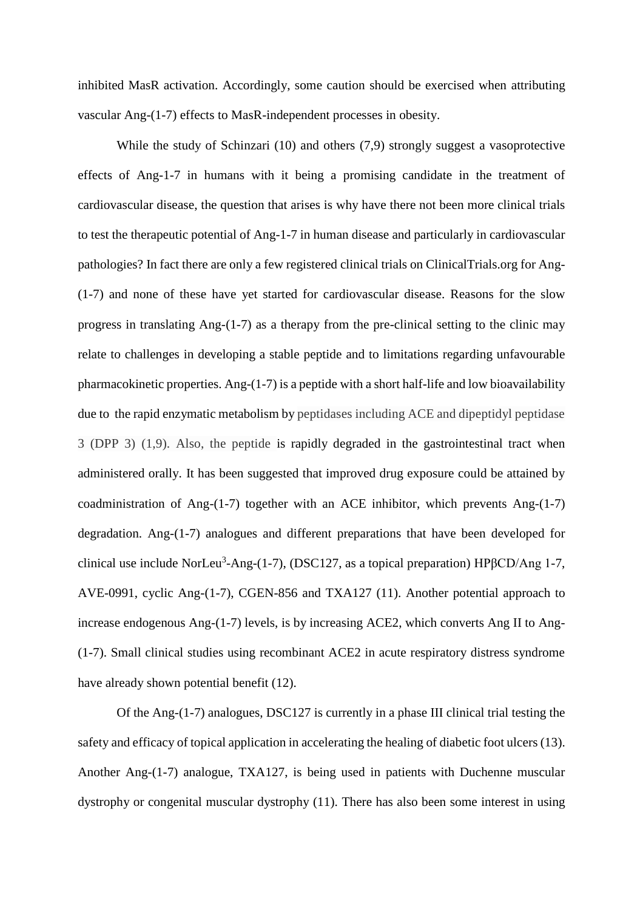inhibited MasR activation. Accordingly, some caution should be exercised when attributing vascular Ang-(1-7) effects to MasR-independent processes in obesity.

While the study of Schinzari (10) and others (7,9) strongly suggest a vasoprotective effects of Ang-1-7 in humans with it being a promising candidate in the treatment of cardiovascular disease, the question that arises is why have there not been more clinical trials to test the therapeutic potential of Ang-1-7 in human disease and particularly in cardiovascular pathologies? In fact there are only a few registered clinical trials on ClinicalTrials.org for Ang-(1-7) and none of these have yet started for cardiovascular disease. Reasons for the slow progress in translating Ang-(1-7) as a therapy from the pre-clinical setting to the clinic may relate to challenges in developing a stable peptide and to limitations regarding unfavourable pharmacokinetic properties. Ang-(1-7) is a peptide with a short half-life and low bioavailability due to the rapid enzymatic metabolism by peptidases including ACE and dipeptidyl peptidase 3 (DPP 3) (1,9). Also, the peptide is rapidly degraded in the gastrointestinal tract when administered orally. It has been suggested that improved drug exposure could be attained by coadministration of Ang-(1-7) together with an ACE inhibitor, which prevents Ang-(1-7) degradation. Ang-(1-7) analogues and different preparations that have been developed for clinical use include NorLeu$^3$-Ang-(1-7), (DSC127, as a topical preparation) HPβCD/Ang 1-7, AVE-0991, cyclic Ang-(1-7), CGEN-856 and TXA127 (11). Another potential approach to increase endogenous Ang-(1-7) levels, is by increasing ACE2, which converts Ang II to Ang-(1-7). Small clinical studies using recombinant ACE2 in acute respiratory distress syndrome have already shown potential benefit (12).

Of the Ang-(1-7) analogues, DSC127 is currently in a phase III clinical trial testing the safety and efficacy of topical application in accelerating the healing of diabetic foot ulcers (13). Another Ang-(1-7) analogue, TXA127, is being used in patients with Duchenne muscular dystrophy or congenital muscular dystrophy (11). There has also been some interest in using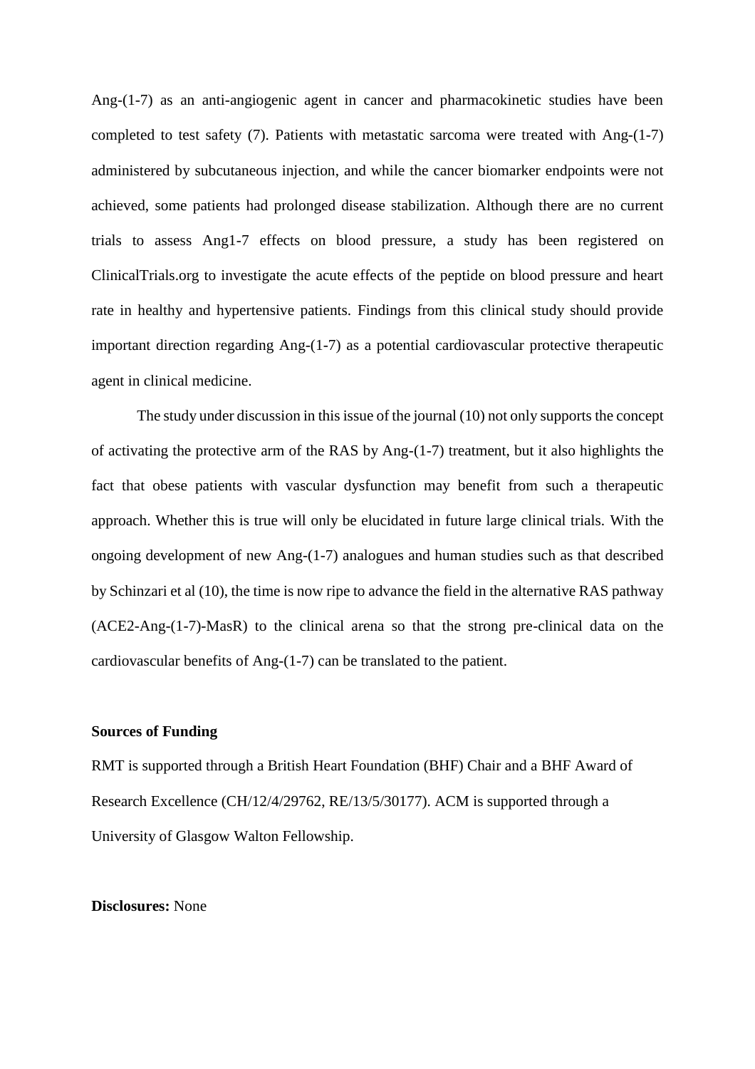Ang-(1-7) as an anti-angiogenic agent in cancer and pharmacokinetic studies have been completed to test safety (7). Patients with metastatic sarcoma were treated with Ang-(1-7) administered by subcutaneous injection, and while the cancer biomarker endpoints were not achieved, some patients had prolonged disease stabilization. Although there are no current trials to assess Ang1-7 effects on blood pressure, a study has been registered on ClinicalTrials.org to investigate the acute effects of the peptide on blood pressure and heart rate in healthy and hypertensive patients. Findings from this clinical study should provide important direction regarding Ang-(1-7) as a potential cardiovascular protective therapeutic agent in clinical medicine.

The study under discussion in this issue of the journal (10) not only supports the concept of activating the protective arm of the RAS by Ang-(1-7) treatment, but it also highlights the fact that obese patients with vascular dysfunction may benefit from such a therapeutic approach. Whether this is true will only be elucidated in future large clinical trials. With the ongoing development of new Ang-(1-7) analogues and human studies such as that described by Schinzari et al (10), the time is now ripe to advance the field in the alternative RAS pathway (ACE2-Ang-(1-7)-MasR) to the clinical arena so that the strong pre-clinical data on the cardiovascular benefits of Ang-(1-7) can be translated to the patient.

**Sources of Funding**

RMT is supported through a British Heart Foundation (BHF) Chair and a BHF Award of Research Excellence (CH/12/4/29762, RE/13/5/30177). ACM is supported through a University of Glasgow Walton Fellowship.

**Disclosures:** None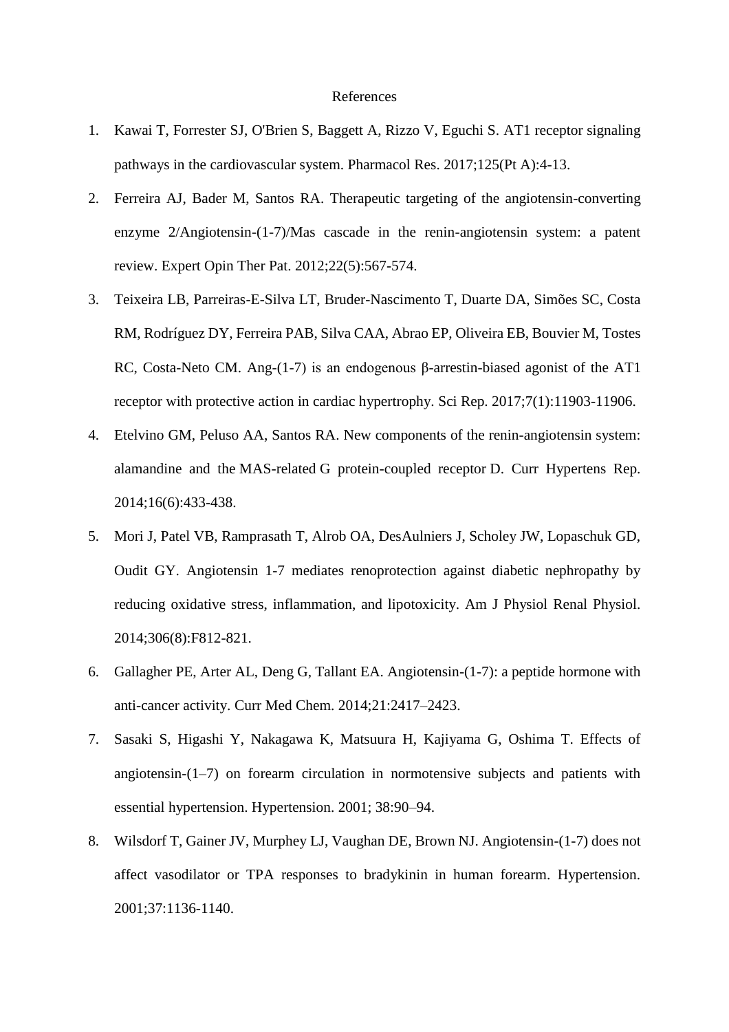# References

1. Kawai T, Forrester SJ, O'Brien S, Baggett A, Rizzo V, Eguchi S. AT1 receptor signaling pathways in the cardiovascular system. Pharmacol Res. 2017;125(Pt A):4-13.
2. Ferreira AJ, Bader M, Santos RA. Therapeutic targeting of the angiotensin-converting enzyme 2/Angiotensin-(1-7)/Mas cascade in the renin-angiotensin system: a patent review. Expert Opin Ther Pat. 2012;22(5):567-574.
3. Teixeira LB, Parreiras-E-Silva LT, Bruder-Nascimento T, Duarte DA, Simões SC, Costa RM, Rodríguez DY, Ferreira PAB, Silva CAA, Abrao EP, Oliveira EB, Bouvier M, Tostes RC, Costa-Neto CM. Ang-(1-7) is an endogenous β-arrestin-biased agonist of the AT1 receptor with protective action in cardiac hypertrophy. Sci Rep. 2017;7(1):11903-11906.
4. Etelvino GM, Peluso AA, Santos RA. New components of the renin-angiotensin system: alamandine and the MAS-related G protein-coupled receptor D. Curr Hypertens Rep. 2014;16(6):433-438.
5. Mori J, Patel VB, Ramprasath T, Alrob OA, DesAulniers J, Scholey JW, Lopaschuk GD, Oudit GY. Angiotensin 1-7 mediates renoprotection against diabetic nephropathy by reducing oxidative stress, inflammation, and lipotoxicity. Am J Physiol Renal Physiol. 2014;306(8):F812-821.
6. Gallagher PE, Arter AL, Deng G, Tallant EA. Angiotensin-(1-7): a peptide hormone with anti-cancer activity. Curr Med Chem. 2014;21:2417–2423.
7. Sasaki S, Higashi Y, Nakagawa K, Matsuura H, Kajiyama G, Oshima T. Effects of angiotensin-(1–7) on forearm circulation in normotensive subjects and patients with essential hypertension. Hypertension. 2001; 38:90–94.
8. Wilsdorf T, Gainer JV, Murphey LJ, Vaughan DE, Brown NJ. Angiotensin-(1-7) does not affect vasodilator or TPA responses to bradykinin in human forearm. Hypertension. 2001;37:1136-1140.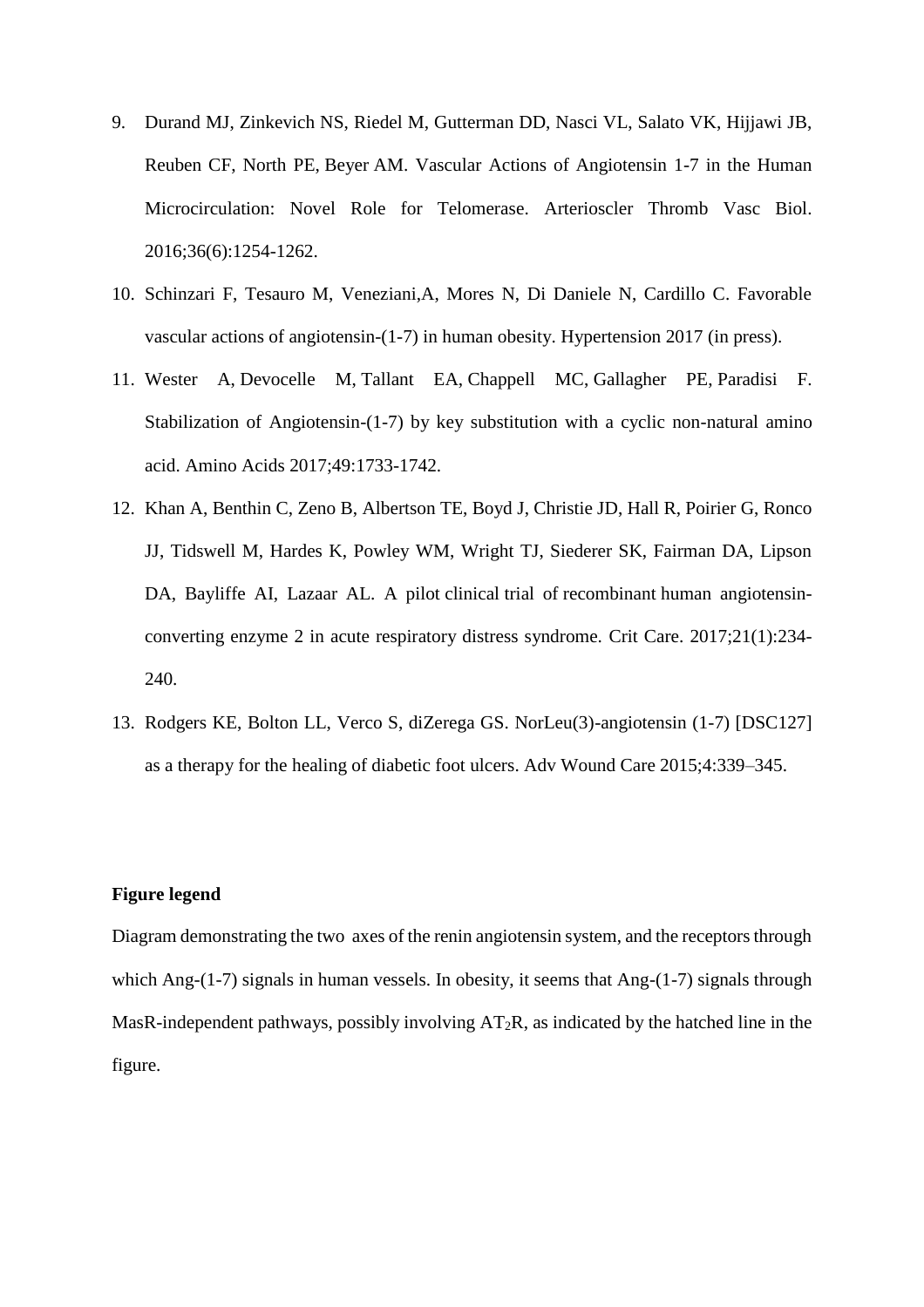9. Durand MJ, Zinkevich NS, Riedel M, Gutterman DD, Nasci VL, Salato VK, Hijjawi JB, Reuben CF, North PE, Beyer AM. Vascular Actions of Angiotensin 1-7 in the Human Microcirculation: Novel Role for Telomerase. Arterioscler Thromb Vasc Biol. 2016;36(6):1254-1262.

10. Schinzari F, Tesauro M, Veneziani,A, Mores N, Di Daniele N, Cardillo C. Favorable vascular actions of angiotensin-(1-7) in human obesity. Hypertension 2017 (in press).

11. Wester A, Devocelle M, Tallant EA, Chappell MC, Gallagher PE, Paradisi F. Stabilization of Angiotensin-(1-7) by key substitution with a cyclic non-natural amino acid. Amino Acids 2017;49:1733-1742.

12. Khan A, Benthin C, Zeno B, Albertson TE, Boyd J, Christie JD, Hall R, Poirier G, Ronco JJ, Tidswell M, Hardes K, Powley WM, Wright TJ, Siederer SK, Fairman DA, Lipson DA, Bayliffe AI, Lazaar AL. A pilot clinical trial of recombinant human angiotensin-converting enzyme 2 in acute respiratory distress syndrome. Crit Care. 2017;21(1):234-240.

13. Rodgers KE, Bolton LL, Verco S, diZerega GS. NorLeu(3)-angiotensin (1-7) [DSC127] as a therapy for the healing of diabetic foot ulcers. Adv Wound Care 2015;4:339–345.

**Figure legend**

Diagram demonstrating the two axes of the renin angiotensin system, and the receptors through which Ang-(1-7) signals in human vessels. In obesity, it seems that Ang-(1-7) signals through MasR-independent pathways, possibly involving $AT_2R$, as indicated by the hatched line in the figure.